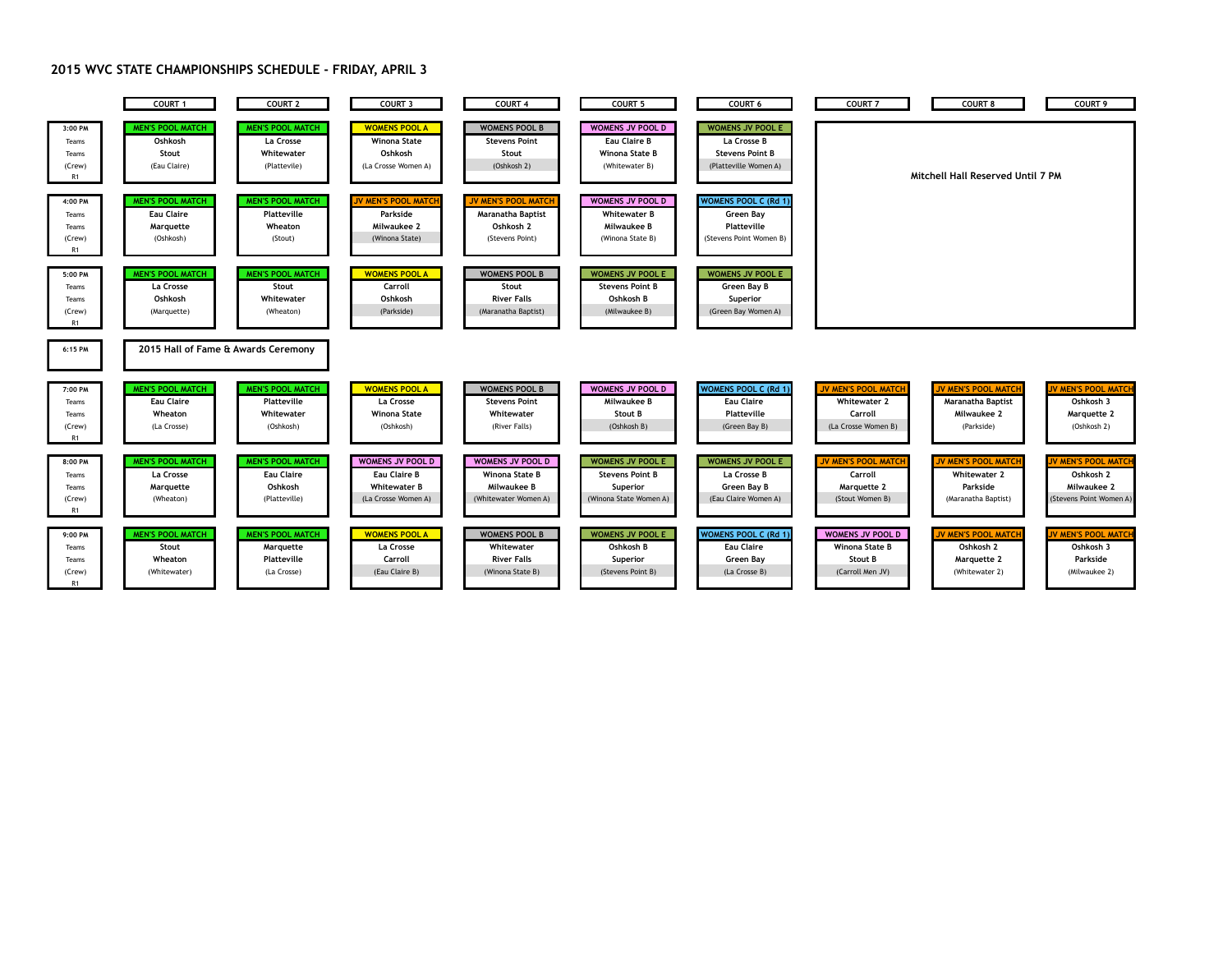# 2015 WVC STATE CHAMPIONSHIPS SCHEDULE - FRIDAY, APRIL 3

| Time | COURT 1 | COURT 2 | COURT 3 | COURT 4 | COURT 5 | COURT 6 | COURT 7 | COURT 8 | COURT 9 |
|---|---|---|---|---|---|---|---|---|---|
| 3:00 PM | MEN'S POOL MATCH | MEN'S POOL MATCH | WOMENS POOL A | WOMENS POOL B | WOMENS JV POOL D | WOMENS JV POOL E | Mitchell Hall Reserved Until 7 PM | | |
| Teams | Oshkosh | La Crosse | Winona State | Stevens Point | Eau Claire B | La Crosse B | | | |
| Teams | Stout | Whitewater | Oshkosh | Stout | Winona State B | Stevens Point B | | | |
| (Crew) | (Eau Claire) | (Platteville) | (La Crosse Women A) | (Oshkosh 2) | (Whitewater B) | (Platteville Women A) | | | |
| R1 | | | | | | | | | |
| 4:00 PM | MEN'S POOL MATCH | MEN'S POOL MATCH | JV MEN'S POOL MATCH | JV MEN'S POOL MATCH | WOMENS JV POOL D | WOMENS POOL C (Rd 1) | | | |
| Teams | Eau Claire | Platteville | Parkside | Maranatha Baptist | Whitewater B | Green Bay | | | |
| Teams | Marquette | Wheaton | Milwaukee 2 | Oshkosh 2 | Milwaukee B | Platteville | | | |
| (Crew) | (Oshkosh) | (Stout) | (Winona State) | (Stevens Point) | (Winona State B) | (Stevens Point Women B) | | | |
| R1 | | | | | | | | | |
| 5:00 PM | MEN'S POOL MATCH | MEN'S POOL MATCH | WOMENS POOL A | WOMENS POOL B | WOMENS JV POOL E | WOMENS JV POOL E | | | |
| Teams | La Crosse | Stout | Carroll | Stout | Stevens Point B | Green Bay B | | | |
| Teams | Oshkosh | Whitewater | Oshkosh | River Falls | Oshkosh B | Superior | | | |
| (Crew) | (Marquette) | (Wheaton) | (Parkside) | (Maranatha Baptist) | (Milwaukee B) | (Green Bay Women A) | | | |
| R1 | | | | | | | | | |
| 6:15 PM | 2015 Hall of Fame & Awards Ceremony | | | | | | | | |
| 7:00 PM | MEN'S POOL MATCH | MEN'S POOL MATCH | WOMENS POOL A | WOMENS POOL B | WOMENS JV POOL D | WOMENS POOL C (Rd 1) | JV MEN'S POOL MATCH | JV MEN'S POOL MATCH | JV MEN'S POOL MATCH |
| Teams | Eau Claire | Platteville | La Crosse | Stevens Point | Milwaukee B | Eau Claire | Whitewater 2 | Maranatha Baptist | Oshkosh 3 |
| Teams | Wheaton | Whitewater | Winona State | Whitewater | Stout B | Platteville | Carroll | Milwaukee 2 | Marquette 2 |
| (Crew) | (La Crosse) | (Oshkosh) | (Oshkosh) | (River Falls) | (Oshkosh B) | (Green Bay B) | (La Crosse Women B) | (Parkside) | (Oshkosh 2) |
| R1 | | | | | | | | | |
| 8:00 PM | MEN'S POOL MATCH | MEN'S POOL MATCH | WOMENS JV POOL D | WOMENS JV POOL D | WOMENS JV POOL E | WOMENS JV POOL E | JV MEN'S POOL MATCH | JV MEN'S POOL MATCH | JV MEN'S POOL MATCH |
| Teams | La Crosse | Eau Claire | Eau Claire B | Winona State B | Stevens Point B | La Crosse B | Carroll | Whitewater 2 | Oshkosh 2 |
| Teams | Marquette | Oshkosh | Whitewater B | Milwaukee B | Superior | Green Bay B | Marquette 2 | Parkside | Milwaukee 2 |
| (Crew) | (Wheaton) | (Platteville) | (La Crosse Women A) | (Whitewater Women A) | (Winona State Women A) | (Eau Claire Women A) | (Stout Women B) | (Maranatha Baptist) | (Stevens Point Women A) |
| R1 | | | | | | | | | |
| 9:00 PM | MEN'S POOL MATCH | MEN'S POOL MATCH | WOMENS POOL A | WOMENS POOL B | WOMENS JV POOL E | WOMENS POOL C (Rd 1) | WOMENS JV POOL D | JV MEN'S POOL MATCH | JV MEN'S POOL MATCH |
| Teams | Stout | Marquette | La Crosse | Whitewater | Oshkosh B | Eau Claire | Winona State B | Oshkosh 2 | Oshkosh 3 |
| Teams | Wheaton | Platteville | Carroll | River Falls | Superior | Green Bay | Stout B | Marquette 2 | Parkside |
| (Crew) | (Whitewater) | (La Crosse) | (Eau Claire B) | (Winona State B) | (Stevens Point B) | (La Crosse B) | (Carroll Men JV) | (Whitewater 2) | (Milwaukee 2) |
| R1 | | | | | | | | | |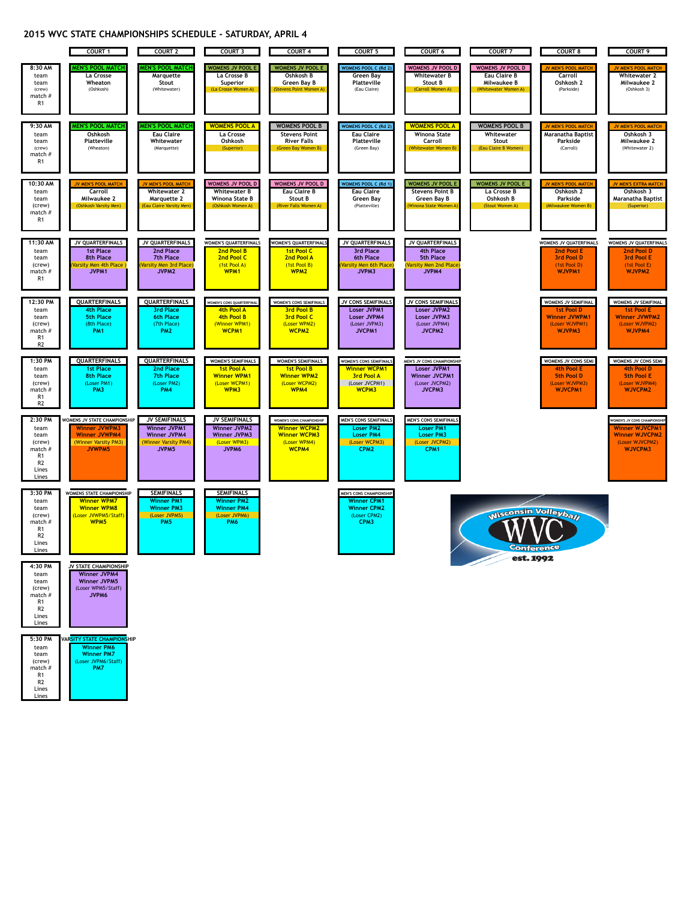# 2015 WVC STATE CHAMPIONSHIPS SCHEDULE - SATURDAY, APRIL 4

| Time | COURT 1 | COURT 2 | COURT 3 | COURT 4 | COURT 5 | COURT 6 | COURT 7 | COURT 8 | COURT 9 |
|---|---|---|---|---|---|---|---|---|---|
| 8:30 AM<br>team<br>team<br>(crew)<br>match #<br>R1 | MEN'S POOL MATCH<br>La Crosse<br>Wheaton<br>(Oshkosh) | MEN'S POOL MATCH<br>Marquette<br>Stout<br>(Whitewater) | WOMENS JV POOL E<br>La Crosse B<br>Superior<br>(La Crosse Women A) | WOMENS JV POOL E<br>Oshkosh B<br>Green Bay B<br>(Stevens Point Women A) | WOMENS POOL C (Rd 2)<br>Green Bay<br>Platteville<br>(Eau Claire) | WOMENS JV POOL D<br>Whitewater B<br>Stout B<br>(Carroll Women A) | WOMENS JV POOL D<br>Eau Claire B<br>Milwaukee B<br>(Whitewater Women A) | JV MEN'S POOL MATCH<br>Carroll<br>Oshkosh 2<br>(Parkside) | JV MEN'S POOL MATCH<br>Whitewater 2<br>Milwaukee 2<br>(Oshkosh 3) |
| 9:30 AM<br>team<br>team<br>(crew)<br>match #<br>R1 | MEN'S POOL MATCH<br>Oshkosh<br>Platteville<br>(Wheaton) | MEN'S POOL MATCH<br>Eau Claire<br>Whitewater<br>(Marquette) | WOMENS POOL A<br>La Crosse<br>Oshkosh<br>(Superior) | WOMENS POOL B<br>Stevens Point<br>River Falls<br>(Green Bay Women B) | WOMENS POOL C (Rd 2)<br>Eau Claire<br>Platteville<br>(Green Bay) | WOMENS POOL A<br>Winona State<br>Carroll<br>(Whitewater Women B) | WOMENS POOL B<br>Whitewater<br>Stout<br>(Eau Claire B Women) | JV MEN'S POOL MATCH<br>Maranatha Baptist<br>Parkside<br>(Carroll) | JV MEN'S POOL MATCH<br>Oshkosh 3<br>Milwaukee 2<br>(Whitewater 2) |
| 10:30 AM<br>team<br>team<br>(crew)<br>match #<br>R1 | JV MEN'S POOL MATCH<br>Carroll<br>Milwaukee 2<br>(Oshkosh Varsity Men) | JV MEN'S POOL MATCH<br>Whitewater 2<br>Marquette 2<br>(Eau Claire Varsity Men) | WOMENS JV POOL D<br>Whitewater B<br>Winona State B<br>(Oshkosh Women A) | WOMENS JV POOL D<br>Eau Claire B<br>Stout B<br>(River Falls Women A) | WOMENS POOL C (Rd 1)<br>Eau Claire<br>Green Bay<br>(Platteville) | WOMENS JV POOL E<br>Stevens Point B<br>Green Bay B<br>(Winona State Women A) | WOMENS JV POOL E<br>La Crosse B<br>Oshkosh B<br>(Stout Women A) | JV MEN'S POOL MATCH<br>Oshkosh 2<br>Parkside<br>(Milwaukee Women B) | JV MEN'S EXTRA MATCH<br>Oshkosh 3<br>Maranatha Baptist<br>(Superior) |
| 11:30 AM<br>team<br>team<br>(crew)<br>match #<br>R1 | JV QUARTERFINALS<br>1st Place<br>8th Place<br>(Varsity Men 4th Place)<br>JVPM1 | JV QUARTERFINALS<br>2nd Place<br>7th Place<br>(Varsity Men 3rd Place)<br>JVPM2 | WOMEN'S QUARTERFINALS<br>2nd Pool B<br>2nd Pool C<br>(1st Pool A)<br>WPM1 | WOMEN'S QUARTERFINALS<br>1st Pool C<br>2nd Pool A<br>(1st Pool B)<br>WPM2 | JV QUARTERFINALS<br>3rd Place<br>6th Place<br>(Varsity Men 6th Place)<br>JVPM3 | JV QUARTERFINALS<br>4th Place<br>5th Place<br>(Varsity Men 2nd Place)<br>JVPM4 | | WOMENS JV QUATERFINALS<br>2nd Pool E<br>3rd Pool D<br>(1st Pool D)<br>WJVPM1 | WOMENS JV QUATERFINALS<br>2nd Pool D<br>3rd Pool E<br>(1st Pool E)<br>WJVPM2 |
| 12:30 PM<br>team<br>team<br>(crew)<br>match #<br>R1<br>R2 | QUARTERFINALS<br>4th Place<br>5th Place<br>(8th Place)<br>PM1 | QUARTERFINALS<br>3rd Place<br>6th Place<br>(7th Place)<br>PM2 | WOMEN'S CONS QUARTERFINAL<br>4th Pool A<br>4th Pool B<br>(Winner WPM1)<br>WCPM1 | WOMEN'S CONS SEMIFINALS<br>3rd Pool B<br>3rd Pool C<br>(Loser WPM2)<br>WCPM2 | JV CONS SEMIFINALS<br>Loser JVPM1<br>Loser JVPM4<br>(Loser JVPM3)<br>JVCPM1 | JV CONS SEMIFINALS<br>Loser JVPM2<br>Loser JVPM3<br>(Loser JVPM4)<br>JVCPM2 | | WOMENS JV SEMIFINAL<br>1st Pool D<br>Winner JVWPM1<br>(Loser WJVPM1)<br>WJVPM3 | WOMENS JV SEMIFINAL<br>1st Pool E<br>Winner JVWPM2<br>(Loser WJVPM2)<br>WJVPM4 |
| 1:30 PM<br>team<br>team<br>(crew)<br>match #<br>R1<br>R2 | QUARTERFINALS<br>1st Place<br>8th Place<br>(Loser PM1)<br>PM3 | QUARTERFINALS<br>2nd Place<br>7th Place<br>(Loser PM2)<br>PM4 | WOMEN'S SEMIFINALS<br>1st Pool A<br>Winner WPM1<br>(Loser WCPM1)<br>WPM3 | WOMEN'S SEMIFINALS<br>1st Pool B<br>Winner WPM2<br>(Loser WCPM2)<br>WPM4 | WOMEN'S CONS SEMIFINALS<br>Winner WCPM1<br>3rd Pool A<br>(Loser JVCPM1)<br>WCPM3 | MEN'S JV CONS CHAMPIONSHIP<br>Loser JVPM1<br>Winner JVCPM1<br>(Loser JVCPM2)<br>JVCPM3 | | WOMENS JV CONS SEMI<br>4th Pool E<br>5th Pool D<br>(Loser WJVPM3)<br>WJVCPM1 | WOMENS JV CONS SEMI<br>4th Pool D<br>5th Pool E<br>(Loser WJVPM4)<br>WJVCPM2 |
| 2:30 PM<br>team<br>team<br>(crew)<br>match #<br>R1<br>R2<br>Lines<br>Lines | WOMENS JV STATE CHAMPIONSHIP<br>Winner JVWPM3<br>Winner JVWPM4<br>(Winner Varsity PM3)<br>JVWPM5 | JV SEMIFINALS<br>Winner JVPM1<br>Winner JVPM4<br>(Winner Varsity PM4)<br>JVPM5 | JV SEMIFINALS<br>Winner JVPM2<br>Winner JVPM3<br>(Loser WPM3)<br>JVPM6 | WOMEN'S CONS CHAMPIONSHIP<br>Winner WCPM2<br>Winner WCPM3<br>(Loser WPM4)<br>WCPM4 | MEN'S CONS SEMIFINALS<br>Loser PM2<br>Loser PM4<br>(Loser WCPM3)<br>CPM2 | MEN'S CONS SEMIFINALS<br>Loser PM1<br>Loser PM3<br>(Loser JVCPM2)<br>CPM1 | | | WOMEN'S JV CONS CHAMPIONSHIP<br>Winner WJVCPM1<br>Winner WJVCPM2<br>(Loser WJVCPM2)<br>WJVCPM3 |
| 3:30 PM<br>team<br>team<br>(crew)<br>match #<br>R1<br>R2<br>Lines<br>Lines | WOMENS STATE CHAMPIONSHIP<br>Winner WPM7<br>Winner WPM8<br>(Loser JVWPM5/Staff)<br>WPM5 | SEMIFINALS<br>Winner PM1<br>Winner PM3<br>(Loser JVPM5)<br>PM5 | SEMIFINALS<br>Winner PM2<br>Winner PM4<br>(Loser JVPM6)<br>PM6 | | MEN'S CONS CHAMPIONSHIP<br>Winner CPM1<br>Winner CPM2<br>(Loser CPM2)<br>CPM3 | | | | |
| 4:30 PM<br>team<br>team<br>(crew)<br>match #<br>R1<br>R2<br>Lines<br>Lines | JV STATE CHAMPIONSHIP<br>Winner JVPM4<br>Winner JVPM5<br>(Loser WPM5/Staff)<br>JVPM6 | | | | | | | | |
| 5:30 PM<br>team<br>team<br>(crew)<br>match #<br>R1<br>R2<br>Lines<br>Lines | VARSITY STATE CHAMPIONSHIP<br>Winner PM6<br>Winner PM7<br>(Loser JVPM6/Staff)<br>PM7 | | | | | | | | |

Wisconsin Volleyball WVC Conference est. 1992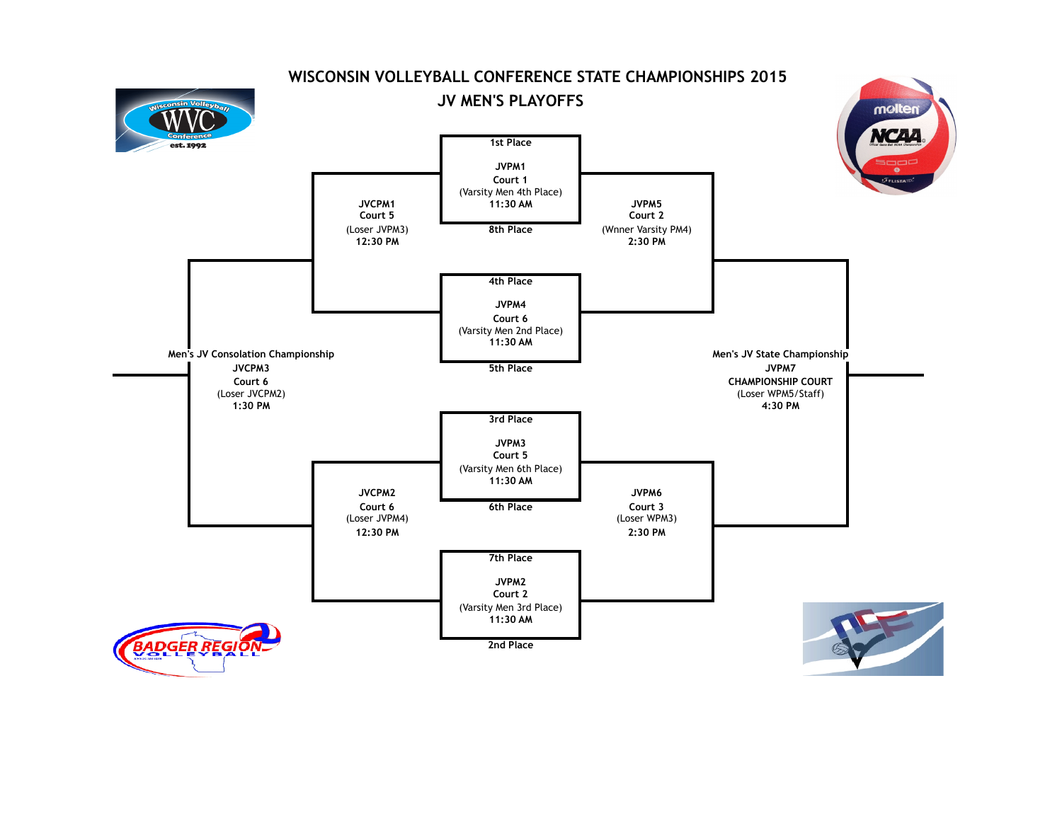# WISCONSIN VOLLEYBALL CONFERENCE STATE CHAMPIONSHIPS 2015

## JV MEN'S PLAYOFFS

**1st Place**

**JVPM1**
**Court 1**
(Varsity Men 4th Place)
**11:30 AM**

**8th Place**

**JVCPM1**
**Court 5**
(Loser JVPM3)
**12:30 PM**

**JVPM5**
**Court 2**
(Wnner Varsity PM4)
**2:30 PM**

**4th Place**

**JVPM4**
**Court 6**
(Varsity Men 2nd Place)
**11:30 AM**

**5th Place**

**Men's JV Consolation Championship**
**JVCPM3**
**Court 6**
(Loser JVCPM2)
**1:30 PM**

**Men's JV State Championship**
**JVPM7**
**CHAMPIONSHIP COURT**
(Loser WPM5/Staff)
**4:30 PM**

**3rd Place**

**JVPM3**
**Court 5**
(Varsity Men 6th Place)
**11:30 AM**

**6th Place**

**JVCPM2**
**Court 6**
(Loser JVPM4)
**12:30 PM**

**JVPM6**
**Court 3**
(Loser WPM3)
**2:30 PM**

**7th Place**

**JVPM2**
**Court 2**
(Varsity Men 3rd Place)
**11:30 AM**

**2nd Place**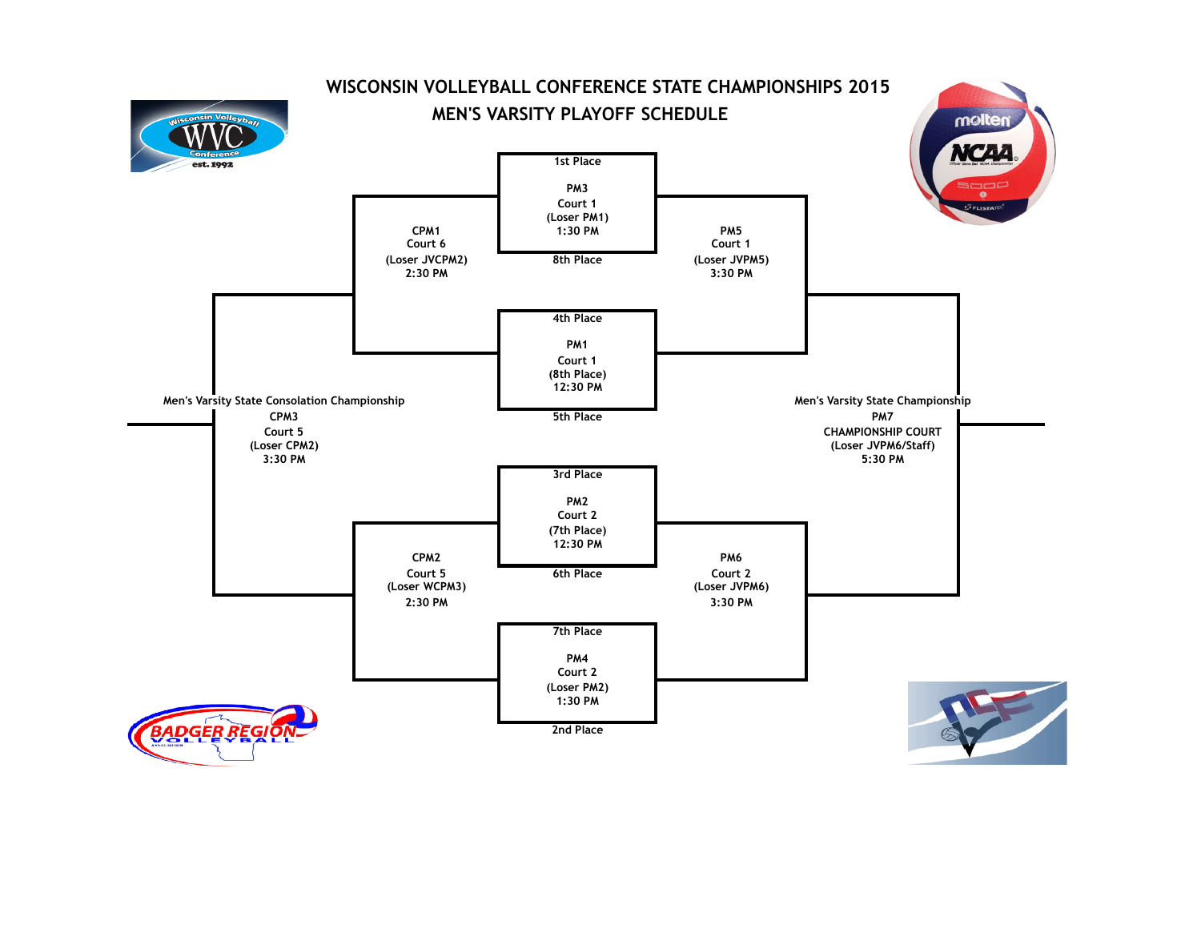# WISCONSIN VOLLEYBALL CONFERENCE STATE CHAMPIONSHIPS 2015

## MEN'S VARSITY PLAYOFF SCHEDULE

1st Place

PM3
Court 1
(Loser PM1)
1:30 PM

8th Place

CPM1
Court 6
(Loser JVCPM2)
2:30 PM

PM5
Court 1
(Loser JVPM5)
3:30 PM

4th Place

PM1
Court 1
(8th Place)
12:30 PM

5th Place

**Men's Varsity State Consolation Championship**

CPM3
Court 5
(Loser CPM2)
3:30 PM

**Men's Varsity State Championship**

PM7
CHAMPIONSHIP COURT
(Loser JVPM6/Staff)
5:30 PM

3rd Place

PM2
Court 2
(7th Place)
12:30 PM

6th Place

CPM2
Court 5
(Loser WCPM3)
2:30 PM

PM6
Court 2
(Loser JVPM6)
3:30 PM

7th Place

PM4
Court 2
(Loser PM2)
1:30 PM

2nd Place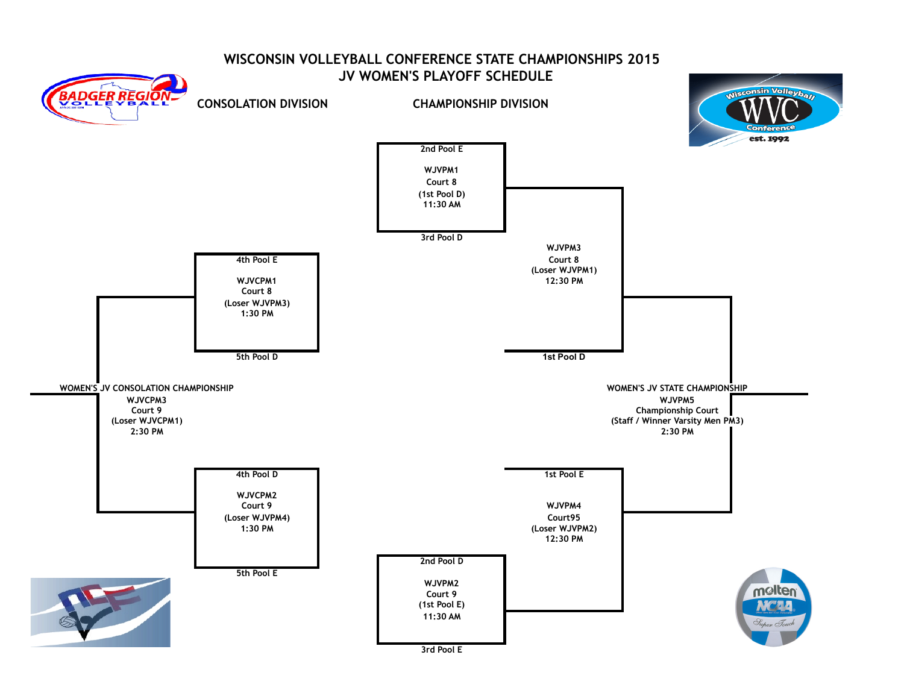# WISCONSIN VOLLEYBALL CONFERENCE STATE CHAMPIONSHIPS 2015

## JV WOMEN'S PLAYOFF SCHEDULE

### CONSOLATION DIVISION

**WJVCPM1** — Court 8 — (Loser WJVPM3) — 1:30 PM
- 4th Pool E
- 5th Pool D

**WJVCPM2** — Court 9 — (Loser WJVPM4) — 1:30 PM
- 4th Pool D
- 5th Pool E

**WOMEN'S JV CONSOLATION CHAMPIONSHIP**
WJVCPM3
Court 9
(Loser WJVCPM1)
2:30 PM

### CHAMPIONSHIP DIVISION

**WJVPM1** — Court 8 — (1st Pool D) — 11:30 AM
- 2nd Pool E
- 3rd Pool D

**WJVPM2** — Court 9 — (1st Pool E) — 11:30 AM
- 2nd Pool D
- 3rd Pool E

**WJVPM3** — Court 8 — (Loser WJVPM1) — 12:30 PM
- Winner WJVPM1
- 1st Pool D

**WJVPM4** — Court95 — (Loser WJVPM2) — 12:30 PM
- 1st Pool E
- Winner WJVPM2

**WOMEN'S JV STATE CHAMPIONSHIP**
WJVPM5
Championship Court
(Staff / Winner Varsity Men PM3)
2:30 PM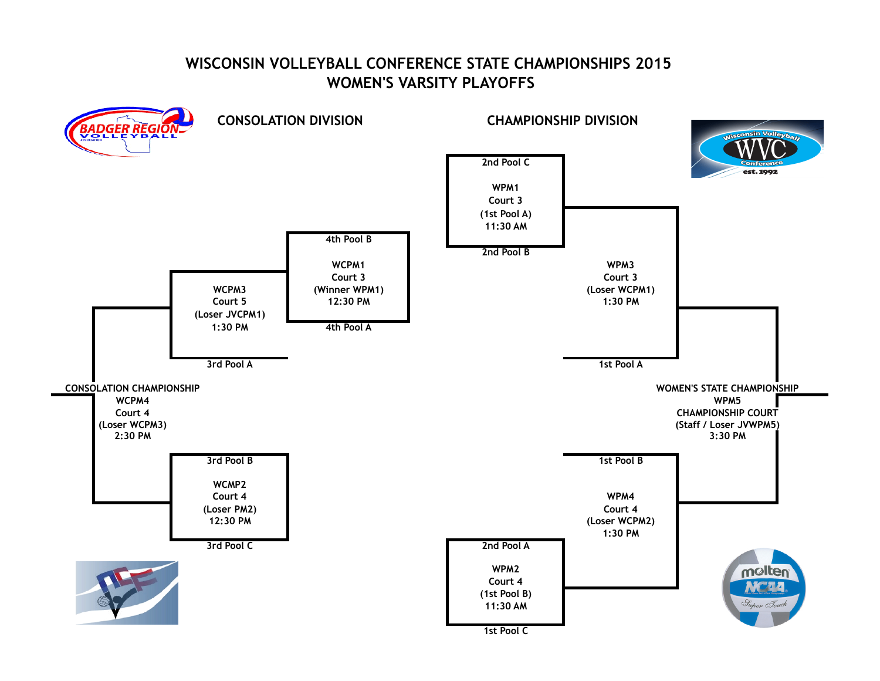# WISCONSIN VOLLEYBALL CONFERENCE STATE CHAMPIONSHIPS 2015
# WOMEN'S VARSITY PLAYOFFS

## CONSOLATION DIVISION

4th Pool B

WCPM1
Court 3
(Winner WPM1)
12:30 PM

4th Pool A

WCPM3
Court 5
(Loser JVCPM1)
1:30 PM

3rd Pool A

CONSOLATION CHAMPIONSHIP
WCPM4
Court 4
(Loser WCPM3)
2:30 PM

3rd Pool B

WCMP2
Court 4
(Loser PM2)
12:30 PM

3rd Pool C

## CHAMPIONSHIP DIVISION

2nd Pool C

WPM1
Court 3
(1st Pool A)
11:30 AM

2nd Pool B

WPM3
Court 3
(Loser WCPM1)
1:30 PM

1st Pool A

WOMEN'S STATE CHAMPIONSHIP
WPM5
CHAMPIONSHIP COURT
(Staff / Loser JVWPM5)
3:30 PM

1st Pool B

WPM4
Court 4
(Loser WCPM2)
1:30 PM

2nd Pool A

WPM2
Court 4
(1st Pool B)
11:30 AM

1st Pool C